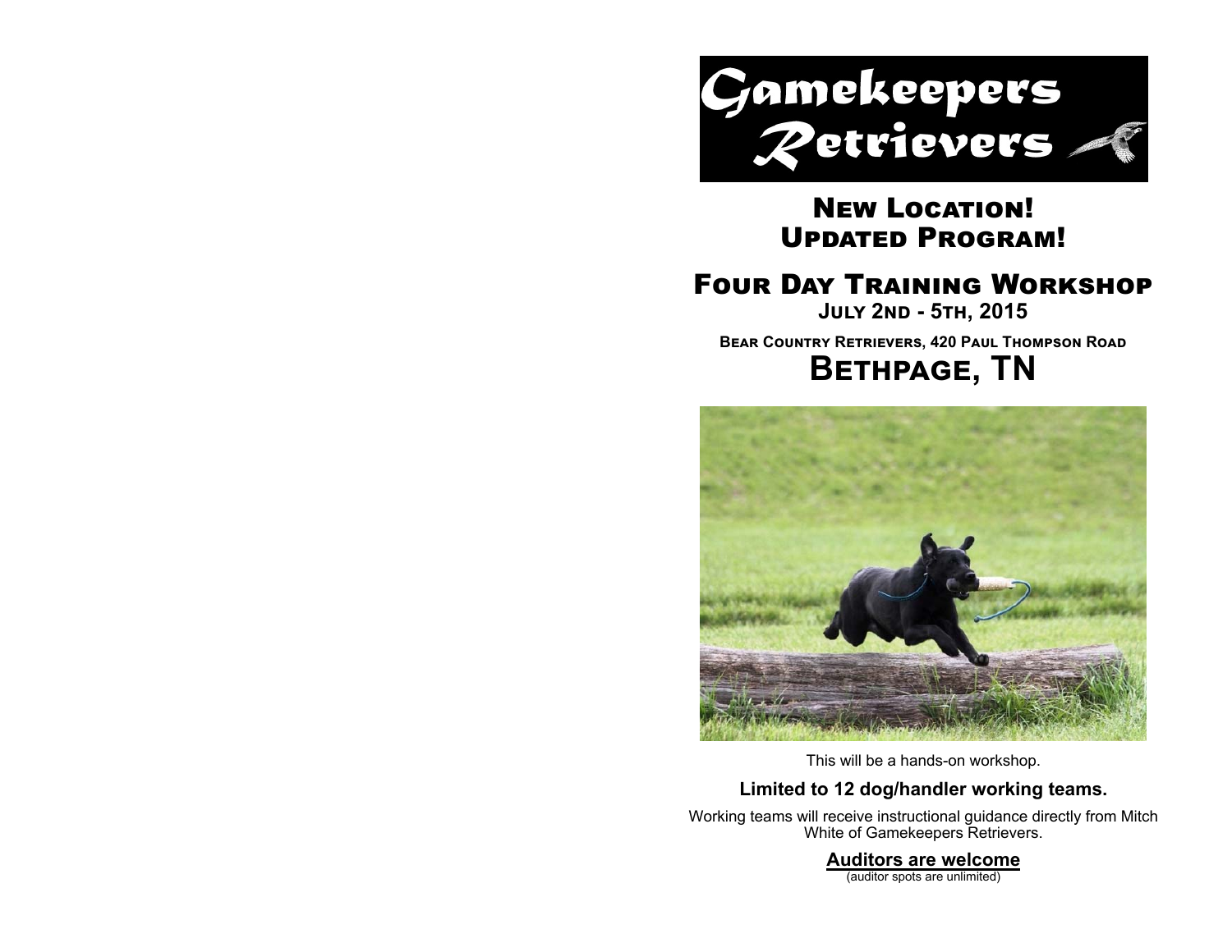# Gamekeepers Retrievers

## New Location!
## Updated Program!

## Four Day Training Workshop

**July 2nd - 5th, 2015**

**Bear Country Retrievers, 420 Paul Thompson Road**

# Bethpage, TN

This will be a hands-on workshop.

**Limited to 12 dog/handler working teams.**

Working teams will receive instructional guidance directly from Mitch White of Gamekeepers Retrievers.

**Auditors are welcome**

(auditor spots are unlimited)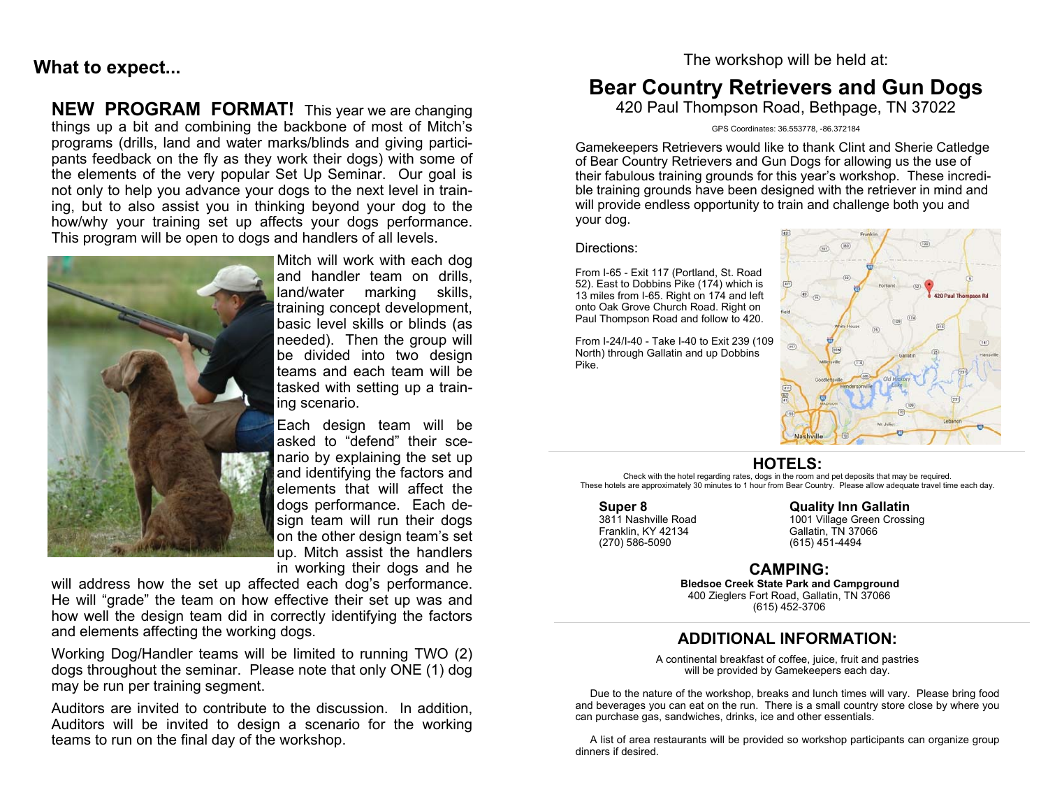## What to expect...

**NEW PROGRAM FORMAT!** This year we are changing things up a bit and combining the backbone of most of Mitch's programs (drills, land and water marks/blinds and giving participants feedback on the fly as they work their dogs) with some of the elements of the very popular Set Up Seminar. Our goal is not only to help you advance your dogs to the next level in training, but to also assist you in thinking beyond your dog to the how/why your training set up affects your dogs performance. This program will be open to dogs and handlers of all levels.

Mitch will work with each dog and handler team on drills, land/water marking skills, training concept development, basic level skills or blinds (as needed). Then the group will be divided into two design teams and each team will be tasked with setting up a training scenario.

Each design team will be asked to "defend" their scenario by explaining the set up and identifying the factors and elements that will affect the dogs performance. Each design team will run their dogs on the other design team's set up. Mitch assist the handlers in working their dogs and he will address how the set up affected each dog's performance. He will "grade" the team on how effective their set up was and how well the design team did in correctly identifying the factors and elements affecting the working dogs.

Working Dog/Handler teams will be limited to running TWO (2) dogs throughout the seminar. Please note that only ONE (1) dog may be run per training segment.

Auditors are invited to contribute to the discussion. In addition, Auditors will be invited to design a scenario for the working teams to run on the final day of the workshop.

The workshop will be held at:

## Bear Country Retrievers and Gun Dogs

420 Paul Thompson Road, Bethpage, TN 37022

GPS Coordinates: 36.553778, -86.372184

Gamekeepers Retrievers would like to thank Clint and Sherie Catledge of Bear Country Retrievers and Gun Dogs for allowing us the use of their fabulous training grounds for this year's workshop. These incredible training grounds have been designed with the retriever in mind and will provide endless opportunity to train and challenge both you and your dog.

Directions:

From I-65 - Exit 117 (Portland, St. Road 52). East to Dobbins Pike (174) which is 13 miles from I-65. Right on 174 and left onto Oak Grove Church Road. Right on Paul Thompson Road and follow to 420.

From I-24/I-40 - Take I-40 to Exit 239 (109 North) through Gallatin and up Dobbins Pike.

## HOTELS:

Check with the hotel regarding rates, dogs in the room and pet deposits that may be required.
These hotels are approximately 30 minutes to 1 hour from Bear Country. Please allow adequate travel time each day.

**Super 8**
3811 Nashville Road
Franklin, KY 42134
(270) 586-5090

**Quality Inn Gallatin**
1001 Village Green Crossing
Gallatin, TN 37066
(615) 451-4494

## CAMPING:

**Bledsoe Creek State Park and Campground**
400 Zieglers Fort Road, Gallatin, TN 37066
(615) 452-3706

## ADDITIONAL INFORMATION:

A continental breakfast of coffee, juice, fruit and pastries will be provided by Gamekeepers each day.

Due to the nature of the workshop, breaks and lunch times will vary. Please bring food and beverages you can eat on the run. There is a small country store close by where you can purchase gas, sandwiches, drinks, ice and other essentials.

A list of area restaurants will be provided so workshop participants can organize group dinners if desired.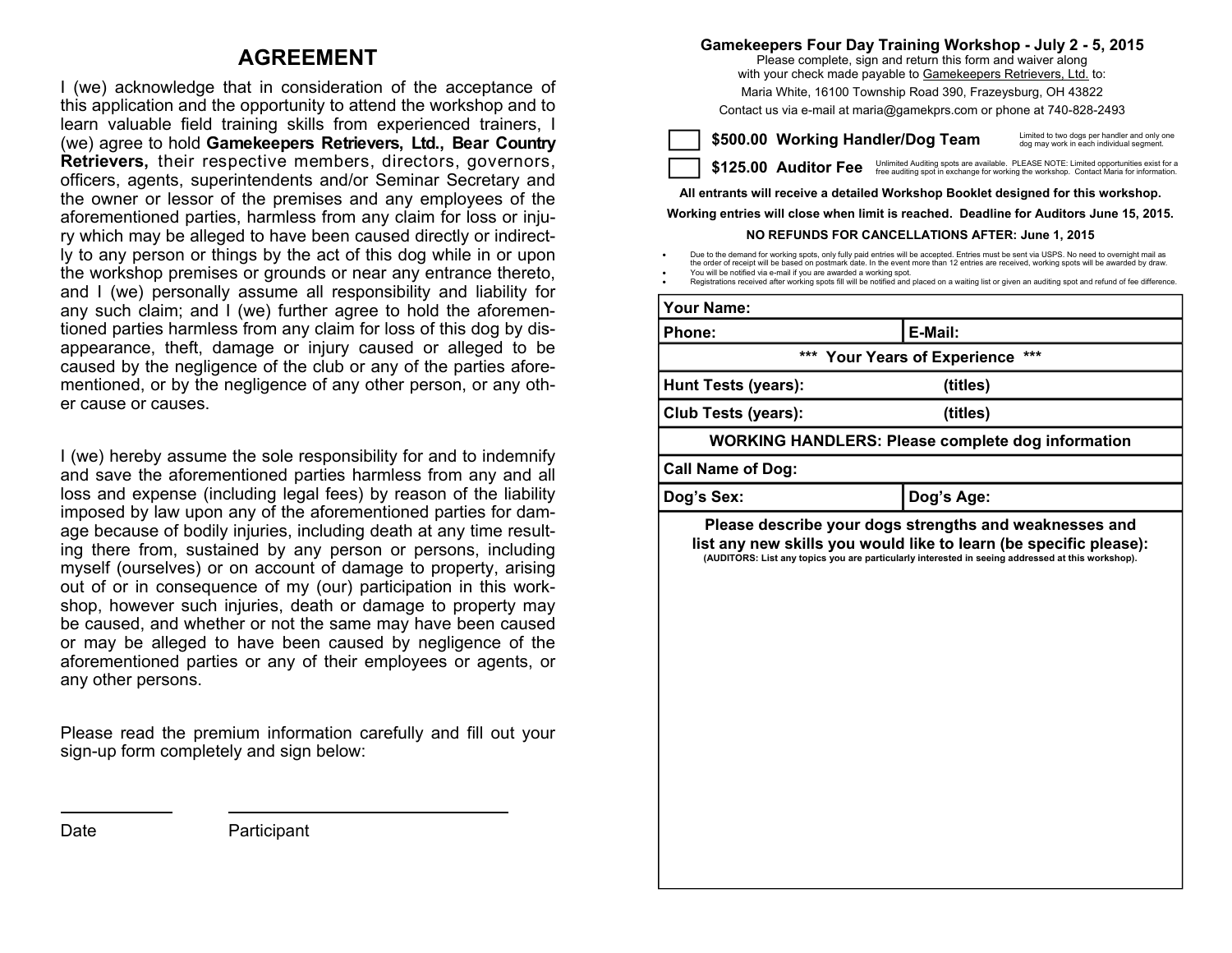# AGREEMENT

I (we) acknowledge that in consideration of the acceptance of this application and the opportunity to attend the workshop and to learn valuable field training skills from experienced trainers, I (we) agree to hold **Gamekeepers Retrievers, Ltd., Bear Country Retrievers,** their respective members, directors, governors, officers, agents, superintendents and/or Seminar Secretary and the owner or lessor of the premises and any employees of the aforementioned parties, harmless from any claim for loss or injury which may be alleged to have been caused directly or indirectly to any person or things by the act of this dog while in or upon the workshop premises or grounds or near any entrance thereto, and I (we) personally assume all responsibility and liability for any such claim; and I (we) further agree to hold the aforementioned parties harmless from any claim for loss of this dog by disappearance, theft, damage or injury caused or alleged to be caused by the negligence of the club or any of the parties aforementioned, or by the negligence of any other person, or any other cause or causes.

I (we) hereby assume the sole responsibility for and to indemnify and save the aforementioned parties harmless from any and all loss and expense (including legal fees) by reason of the liability imposed by law upon any of the aforementioned parties for damage because of bodily injuries, including death at any time resulting there from, sustained by any person or persons, including myself (ourselves) or on account of damage to property, arising out of or in consequence of my (our) participation in this workshop, however such injuries, death or damage to property may be caused, and whether or not the same may have been caused or may be alleged to have been caused by negligence of the aforementioned parties or any of their employees or agents, or any other persons.

Please read the premium information carefully and fill out your sign-up form completely and sign below:

______________ ______________________________

Date Participant

### Gamekeepers Four Day Training Workshop - July 2 - 5, 2015

Please complete, sign and return this form and waiver along with your check made payable to Gamekeepers Retrievers, Ltd. to:

Maria White, 16100 Township Road 390, Frazeysburg, OH 43822

Contact us via e-mail at maria@gamekprs.com or phone at 740-828-2493

- [ ] **$500.00 Working Handler/Dog Team** — Limited to two dogs per handler and only one dog may work in each individual segment.
- [ ] **$125.00 Auditor Fee** — Unlimited Auditing spots are available. PLEASE NOTE: Limited opportunities exist for a free auditing spot in exchange for working the workshop. Contact Maria for information.

**All entrants will receive a detailed Workshop Booklet designed for this workshop.**

**Working entries will close when limit is reached. Deadline for Auditors June 15, 2015.**

**NO REFUNDS FOR CANCELLATIONS AFTER: June 1, 2015**

- Due to the demand for working spots, only fully paid entries will be accepted. Entries must be sent via USPS. No need to overnight mail as the order of receipt will be based on postmark date. In the event more than 12 entries are received, working spots will be awarded by draw.
- You will be notified via e-mail if you are awarded a working spot.
- Registrations received after working spots fill will be notified and placed on a waiting list or given an auditing spot and refund of fee difference.

| **Your Name:** | |
|---|---|
| **Phone:** | **E-Mail:** |
| *** **Your Years of Experience** *** | |
| **Hunt Tests (years):** | **(titles)** |
| **Club Tests (years):** | **(titles)** |
| **WORKING HANDLERS: Please complete dog information** | |
| **Call Name of Dog:** | |
| **Dog's Sex:** | **Dog's Age:** |

**Please describe your dogs strengths and weaknesses and list any new skills you would like to learn (be specific please):**

**(AUDITORS: List any topics you are particularly interested in seeing addressed at this workshop).**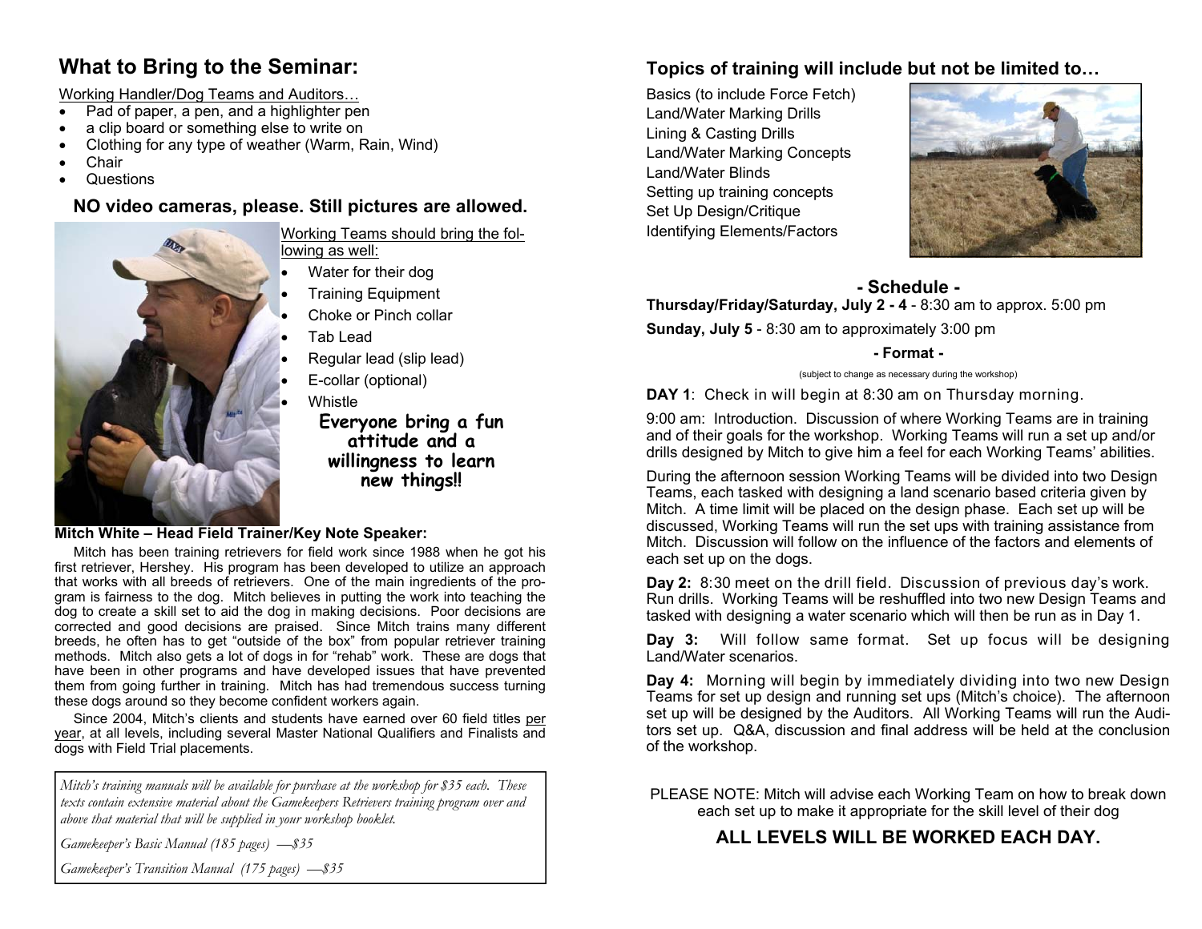## What to Bring to the Seminar:

Working Handler/Dog Teams and Auditors…

- Pad of paper, a pen, and a highlighter pen
- a clip board or something else to write on
- Clothing for any type of weather (Warm, Rain, Wind)
- Chair
- Questions

### NO video cameras, please. Still pictures are allowed.

Working Teams should bring the following as well:

- Water for their dog
- Training Equipment
- Choke or Pinch collar
- Tab Lead
- Regular lead (slip lead)
- E-collar (optional)
- Whistle

**Everyone bring a fun attitude and a willingness to learn new things!!**

**Mitch White – Head Field Trainer/Key Note Speaker:**

Mitch has been training retrievers for field work since 1988 when he got his first retriever, Hershey. His program has been developed to utilize an approach that works with all breeds of retrievers. One of the main ingredients of the program is fairness to the dog. Mitch believes in putting the work into teaching the dog to create a skill set to aid the dog in making decisions. Poor decisions are corrected and good decisions are praised. Since Mitch trains many different breeds, he often has to get "outside of the box" from popular retriever training methods. Mitch also gets a lot of dogs in for "rehab" work. These are dogs that have been in other programs and have developed issues that have prevented them from going further in training. Mitch has had tremendous success turning these dogs around so they become confident workers again.

Since 2004, Mitch's clients and students have earned over 60 field titles per year, at all levels, including several Master National Qualifiers and Finalists and dogs with Field Trial placements.

*Mitch's training manuals will be available for purchase at the workshop for $35 each. These texts contain extensive material about the Gamekeepers Retrievers training program over and above that material that will be supplied in your workshop booklet.*

*Gamekeeper's Basic Manual (185 pages) —$35*

*Gamekeeper's Transition Manual (175 pages) —$35*

## Topics of training will include but not be limited to…

Basics (to include Force Fetch)
Land/Water Marking Drills
Lining & Casting Drills
Land/Water Marking Concepts
Land/Water Blinds
Setting up training concepts
Set Up Design/Critique
Identifying Elements/Factors

### - Schedule -

**Thursday/Friday/Saturday, July 2 - 4** - 8:30 am to approx. 5:00 pm

**Sunday, July 5** - 8:30 am to approximately 3:00 pm

**- Format -**

(subject to change as necessary during the workshop)

**DAY 1**: Check in will begin at 8:30 am on Thursday morning.

9:00 am: Introduction. Discussion of where Working Teams are in training and of their goals for the workshop. Working Teams will run a set up and/or drills designed by Mitch to give him a feel for each Working Teams' abilities.

During the afternoon session Working Teams will be divided into two Design Teams, each tasked with designing a land scenario based criteria given by Mitch. A time limit will be placed on the design phase. Each set up will be discussed, Working Teams will run the set ups with training assistance from Mitch. Discussion will follow on the influence of the factors and elements of each set up on the dogs.

**Day 2:** 8:30 meet on the drill field. Discussion of previous day's work. Run drills. Working Teams will be reshuffled into two new Design Teams and tasked with designing a water scenario which will then be run as in Day 1.

**Day 3:** Will follow same format. Set up focus will be designing Land/Water scenarios.

**Day 4:** Morning will begin by immediately dividing into two new Design Teams for set up design and running set ups (Mitch's choice). The afternoon set up will be designed by the Auditors. All Working Teams will run the Auditors set up. Q&A, discussion and final address will be held at the conclusion of the workshop.

PLEASE NOTE: Mitch will advise each Working Team on how to break down each set up to make it appropriate for the skill level of their dog

### ALL LEVELS WILL BE WORKED EACH DAY.